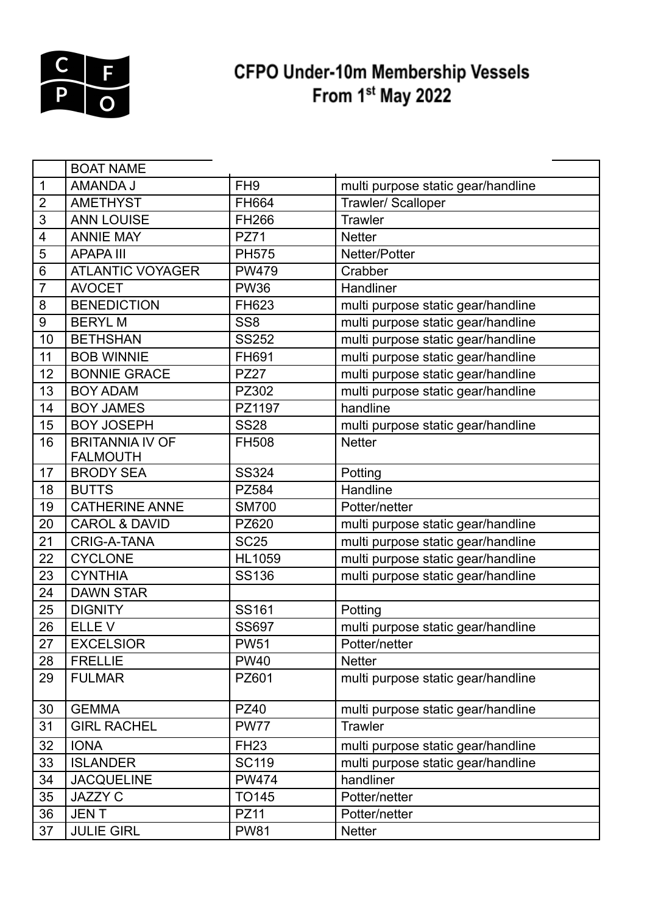# CFPO Under-10m Membership Vessels From 1st May 2022

| | BOAT NAME | | |
|---|---|---|---|
| 1 | AMANDA J | FH9 | multi purpose static gear/handline |
| 2 | AMETHYST | FH664 | Trawler/ Scalloper |
| 3 | ANN LOUISE | FH266 | Trawler |
| 4 | ANNIE MAY | PZ71 | Netter |
| 5 | APAPA III | PH575 | Netter/Potter |
| 6 | ATLANTIC VOYAGER | PW479 | Crabber |
| 7 | AVOCET | PW36 | Handliner |
| 8 | BENEDICTION | FH623 | multi purpose static gear/handline |
| 9 | BERYL M | SS8 | multi purpose static gear/handline |
| 10 | BETHSHAN | SS252 | multi purpose static gear/handline |
| 11 | BOB WINNIE | FH691 | multi purpose static gear/handline |
| 12 | BONNIE GRACE | PZ27 | multi purpose static gear/handline |
| 13 | BOY ADAM | PZ302 | multi purpose static gear/handline |
| 14 | BOY JAMES | PZ1197 | handline |
| 15 | BOY JOSEPH | SS28 | multi purpose static gear/handline |
| 16 | BRITANNIA IV OF FALMOUTH | FH508 | Netter |
| 17 | BRODY SEA | SS324 | Potting |
| 18 | BUTTS | PZ584 | Handline |
| 19 | CATHERINE ANNE | SM700 | Potter/netter |
| 20 | CAROL & DAVID | PZ620 | multi purpose static gear/handline |
| 21 | CRIG-A-TANA | SC25 | multi purpose static gear/handline |
| 22 | CYCLONE | HL1059 | multi purpose static gear/handline |
| 23 | CYNTHIA | SS136 | multi purpose static gear/handline |
| 24 | DAWN STAR | | |
| 25 | DIGNITY | SS161 | Potting |
| 26 | ELLE V | SS697 | multi purpose static gear/handline |
| 27 | EXCELSIOR | PW51 | Potter/netter |
| 28 | FRELLIE | PW40 | Netter |
| 29 | FULMAR | PZ601 | multi purpose static gear/handline |
| 30 | GEMMA | PZ40 | multi purpose static gear/handline |
| 31 | GIRL RACHEL | PW77 | Trawler |
| 32 | IONA | FH23 | multi purpose static gear/handline |
| 33 | ISLANDER | SC119 | multi purpose static gear/handline |
| 34 | JACQUELINE | PW474 | handliner |
| 35 | JAZZY C | TO145 | Potter/netter |
| 36 | JEN T | PZ11 | Potter/netter |
| 37 | JULIE GIRL | PW81 | Netter |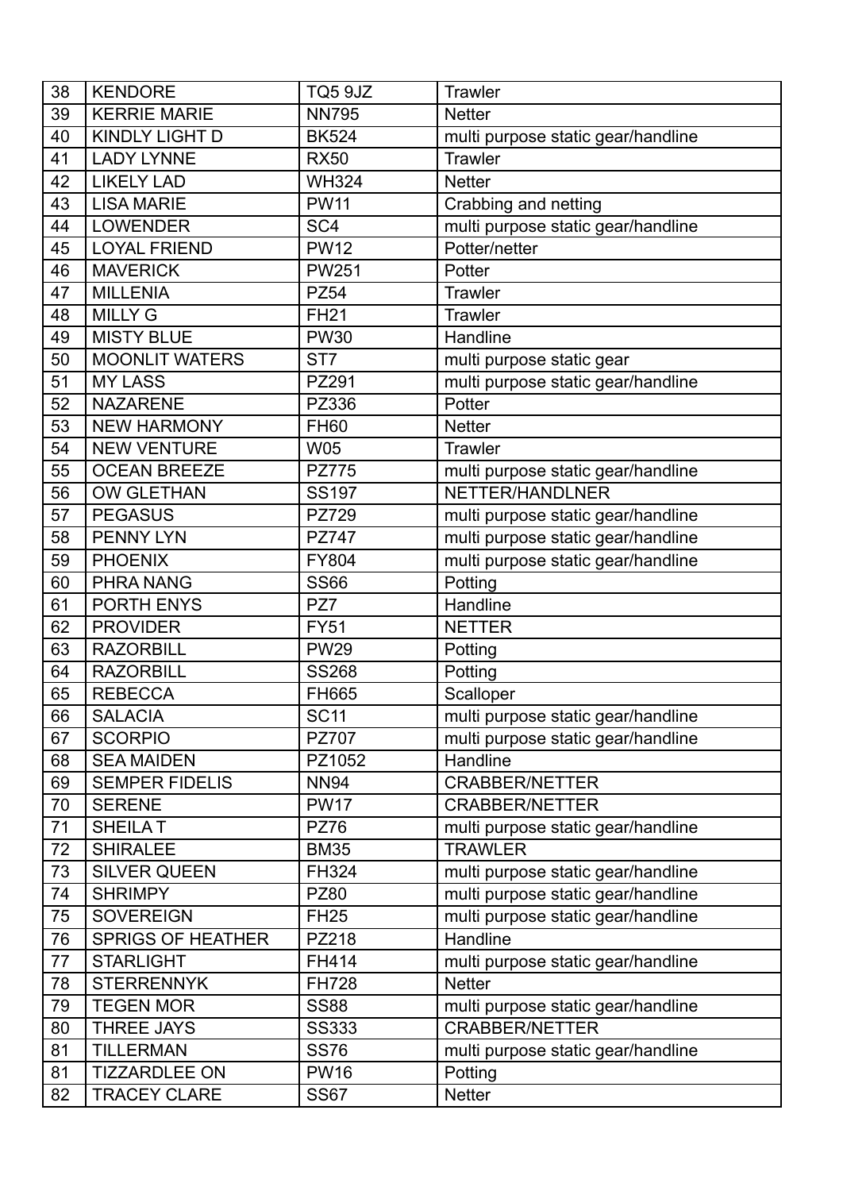| 38 | KENDORE | TQ5 9JZ | Trawler |
|---|---|---|---|
| 39 | KERRIE MARIE | NN795 | Netter |
| 40 | KINDLY LIGHT D | BK524 | multi purpose static gear/handline |
| 41 | LADY LYNNE | RX50 | Trawler |
| 42 | LIKELY LAD | WH324 | Netter |
| 43 | LISA MARIE | PW11 | Crabbing and netting |
| 44 | LOWENDER | SC4 | multi purpose static gear/handline |
| 45 | LOYAL FRIEND | PW12 | Potter/netter |
| 46 | MAVERICK | PW251 | Potter |
| 47 | MILLENIA | PZ54 | Trawler |
| 48 | MILLY G | FH21 | Trawler |
| 49 | MISTY BLUE | PW30 | Handline |
| 50 | MOONLIT WATERS | ST7 | multi purpose static gear |
| 51 | MY LASS | PZ291 | multi purpose static gear/handline |
| 52 | NAZARENE | PZ336 | Potter |
| 53 | NEW HARMONY | FH60 | Netter |
| 54 | NEW VENTURE | W05 | Trawler |
| 55 | OCEAN BREEZE | PZ775 | multi purpose static gear/handline |
| 56 | OW GLETHAN | SS197 | NETTER/HANDLNER |
| 57 | PEGASUS | PZ729 | multi purpose static gear/handline |
| 58 | PENNY LYN | PZ747 | multi purpose static gear/handline |
| 59 | PHOENIX | FY804 | multi purpose static gear/handline |
| 60 | PHRA NANG | SS66 | Potting |
| 61 | PORTH ENYS | PZ7 | Handline |
| 62 | PROVIDER | FY51 | NETTER |
| 63 | RAZORBILL | PW29 | Potting |
| 64 | RAZORBILL | SS268 | Potting |
| 65 | REBECCA | FH665 | Scalloper |
| 66 | SALACIA | SC11 | multi purpose static gear/handline |
| 67 | SCORPIO | PZ707 | multi purpose static gear/handline |
| 68 | SEA MAIDEN | PZ1052 | Handline |
| 69 | SEMPER FIDELIS | NN94 | CRABBER/NETTER |
| 70 | SERENE | PW17 | CRABBER/NETTER |
| 71 | SHEILA T | PZ76 | multi purpose static gear/handline |
| 72 | SHIRALEE | BM35 | TRAWLER |
| 73 | SILVER QUEEN | FH324 | multi purpose static gear/handline |
| 74 | SHRIMPY | PZ80 | multi purpose static gear/handline |
| 75 | SOVEREIGN | FH25 | multi purpose static gear/handline |
| 76 | SPRIGS OF HEATHER | PZ218 | Handline |
| 77 | STARLIGHT | FH414 | multi purpose static gear/handline |
| 78 | STERRENNYK | FH728 | Netter |
| 79 | TEGEN MOR | SS88 | multi purpose static gear/handline |
| 80 | THREE JAYS | SS333 | CRABBER/NETTER |
| 81 | TILLERMAN | SS76 | multi purpose static gear/handline |
| 81 | TIZZARDLEE ON | PW16 | Potting |
| 82 | TRACEY CLARE | SS67 | Netter |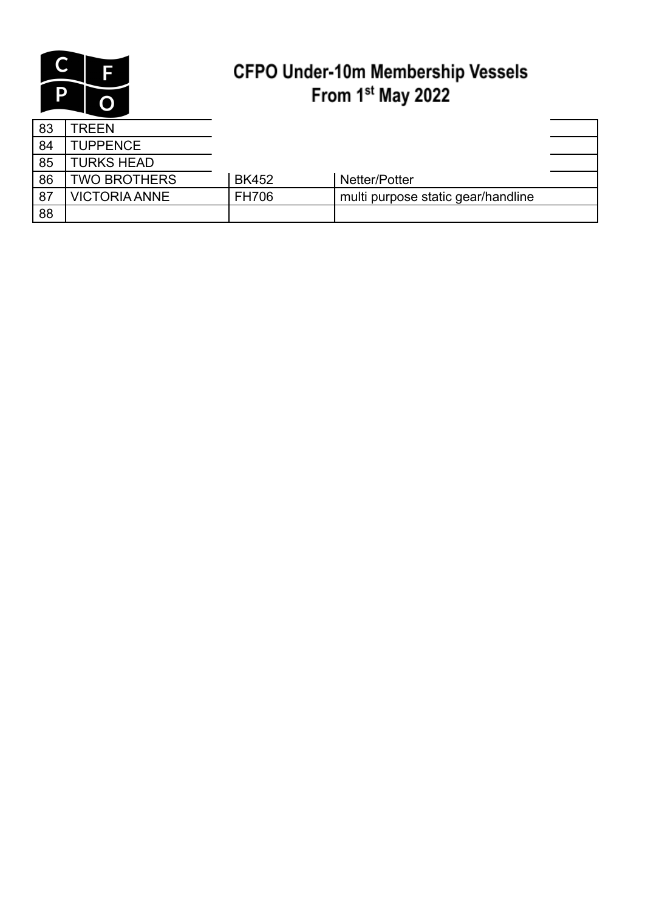# CFPO Under-10m Membership Vessels From 1st May 2022

| | | | | |
|---|---|---|---|---|
| 83 | TREEN | | | |
| 84 | TUPPENCE | | | |
| 85 | TURKS HEAD | | | |
| 86 | TWO BROTHERS | BK452 | Netter/Potter | |
| 87 | VICTORIA ANNE | FH706 | multi purpose static gear/handline | |
| 88 | | | | |